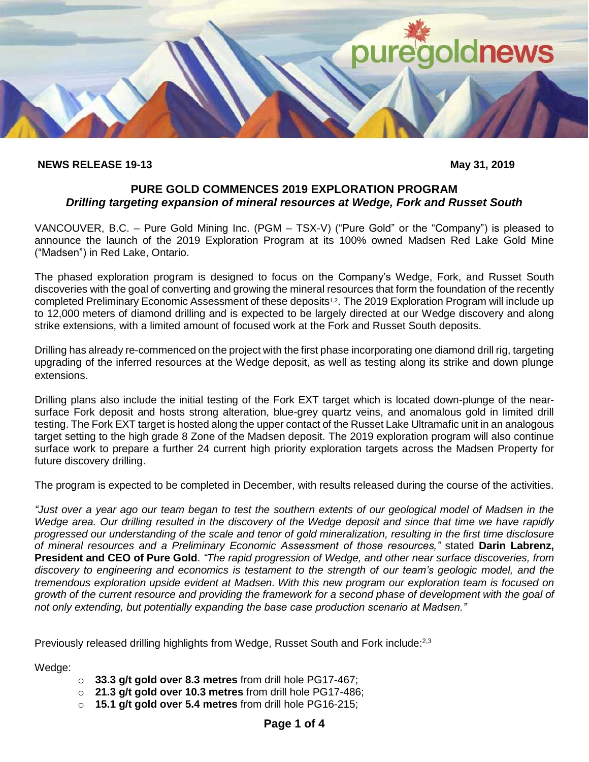**NEWS RELEASE 19-13** **May 31, 2019**

## PURE GOLD COMMENCES 2019 EXPLORATION PROGRAM

### *Drilling targeting expansion of mineral resources at Wedge, Fork and Russet South*

VANCOUVER, B.C. – Pure Gold Mining Inc. (PGM – TSX-V) ("Pure Gold" or the "Company") is pleased to announce the launch of the 2019 Exploration Program at its 100% owned Madsen Red Lake Gold Mine ("Madsen") in Red Lake, Ontario.

The phased exploration program is designed to focus on the Company's Wedge, Fork, and Russet South discoveries with the goal of converting and growing the mineral resources that form the foundation of the recently completed Preliminary Economic Assessment of these deposits[1,2]. The 2019 Exploration Program will include up to 12,000 meters of diamond drilling and is expected to be largely directed at our Wedge discovery and along strike extensions, with a limited amount of focused work at the Fork and Russet South deposits.

Drilling has already re-commenced on the project with the first phase incorporating one diamond drill rig, targeting upgrading of the inferred resources at the Wedge deposit, as well as testing along its strike and down plunge extensions.

Drilling plans also include the initial testing of the Fork EXT target which is located down-plunge of the near-surface Fork deposit and hosts strong alteration, blue-grey quartz veins, and anomalous gold in limited drill testing. The Fork EXT target is hosted along the upper contact of the Russet Lake Ultramafic unit in an analogous target setting to the high grade 8 Zone of the Madsen deposit. The 2019 exploration program will also continue surface work to prepare a further 24 current high priority exploration targets across the Madsen Property for future discovery drilling.

The program is expected to be completed in December, with results released during the course of the activities.

*"Just over a year ago our team began to test the southern extents of our geological model of Madsen in the Wedge area. Our drilling resulted in the discovery of the Wedge deposit and since that time we have rapidly progressed our understanding of the scale and tenor of gold mineralization, resulting in the first time disclosure of mineral resources and a Preliminary Economic Assessment of those resources,"* stated **Darin Labrenz, President and CEO of Pure Gold**. *"The rapid progression of Wedge, and other near surface discoveries, from discovery to engineering and economics is testament to the strength of our team's geologic model, and the tremendous exploration upside evident at Madsen. With this new program our exploration team is focused on growth of the current resource and providing the framework for a second phase of development with the goal of not only extending, but potentially expanding the base case production scenario at Madsen."*

Previously released drilling highlights from Wedge, Russet South and Fork include:[2,3]

Wedge:

- **33.3 g/t gold over 8.3 metres** from drill hole PG17-467;
- **21.3 g/t gold over 10.3 metres** from drill hole PG17-486;
- **15.1 g/t gold over 5.4 metres** from drill hole PG16-215;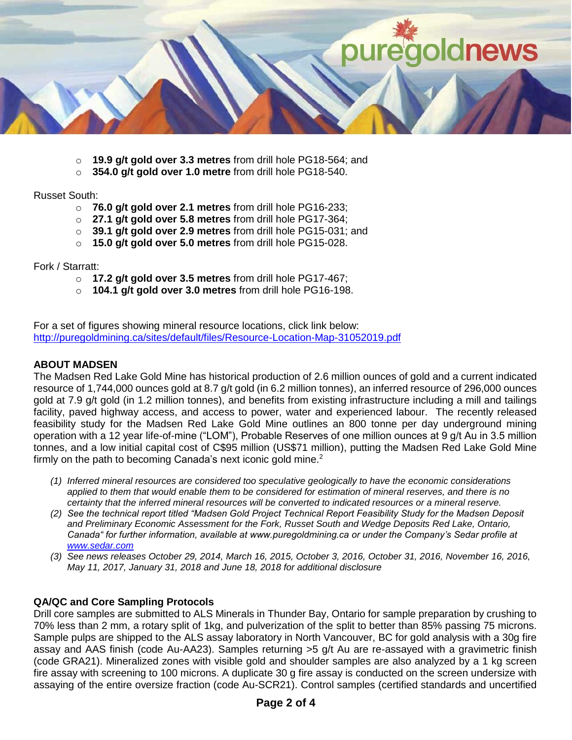- **19.9 g/t gold over 3.3 metres** from drill hole PG18-564; and
- **354.0 g/t gold over 1.0 metre** from drill hole PG18-540.

Russet South:

- **76.0 g/t gold over 2.1 metres** from drill hole PG16-233;
- **27.1 g/t gold over 5.8 metres** from drill hole PG17-364;
- **39.1 g/t gold over 2.9 metres** from drill hole PG15-031; and
- **15.0 g/t gold over 5.0 metres** from drill hole PG15-028.

Fork / Starratt:

- **17.2 g/t gold over 3.5 metres** from drill hole PG17-467;
- **104.1 g/t gold over 3.0 metres** from drill hole PG16-198.

For a set of figures showing mineral resource locations, click link below:
http://puregoldmining.ca/sites/default/files/Resource-Location-Map-31052019.pdf

**ABOUT MADSEN**

The Madsen Red Lake Gold Mine has historical production of 2.6 million ounces of gold and a current indicated resource of 1,744,000 ounces gold at 8.7 g/t gold (in 6.2 million tonnes), an inferred resource of 296,000 ounces gold at 7.9 g/t gold (in 1.2 million tonnes), and benefits from existing infrastructure including a mill and tailings facility, paved highway access, and access to power, water and experienced labour. The recently released feasibility study for the Madsen Red Lake Gold Mine outlines an 800 tonne per day underground mining operation with a 12 year life-of-mine ("LOM"), Probable Reserves of one million ounces at 9 g/t Au in 3.5 million tonnes, and a low initial capital cost of C$95 million (US$71 million), putting the Madsen Red Lake Gold Mine firmly on the path to becoming Canada's next iconic gold mine.[2]

1. *Inferred mineral resources are considered too speculative geologically to have the economic considerations applied to them that would enable them to be considered for estimation of mineral reserves, and there is no certainty that the inferred mineral resources will be converted to indicated resources or a mineral reserve.*
2. *See the technical report titled "Madsen Gold Project Technical Report Feasibility Study for the Madsen Deposit and Preliminary Economic Assessment for the Fork, Russet South and Wedge Deposits Red Lake, Ontario, Canada" for further information, available at www.puregoldmining.ca or under the Company's Sedar profile at www.sedar.com*
3. *See news releases October 29, 2014, March 16, 2015, October 3, 2016, October 31, 2016, November 16, 2016, May 11, 2017, January 31, 2018 and June 18, 2018 for additional disclosure*

**QA/QC and Core Sampling Protocols**

Drill core samples are submitted to ALS Minerals in Thunder Bay, Ontario for sample preparation by crushing to 70% less than 2 mm, a rotary split of 1kg, and pulverization of the split to better than 85% passing 75 microns. Sample pulps are shipped to the ALS assay laboratory in North Vancouver, BC for gold analysis with a 30g fire assay and AAS finish (code Au-AA23). Samples returning >5 g/t Au are re-assayed with a gravimetric finish (code GRA21). Mineralized zones with visible gold and shoulder samples are also analyzed by a 1 kg screen fire assay with screening to 100 microns. A duplicate 30 g fire assay is conducted on the screen undersize with assaying of the entire oversize fraction (code Au-SCR21). Control samples (certified standards and uncertified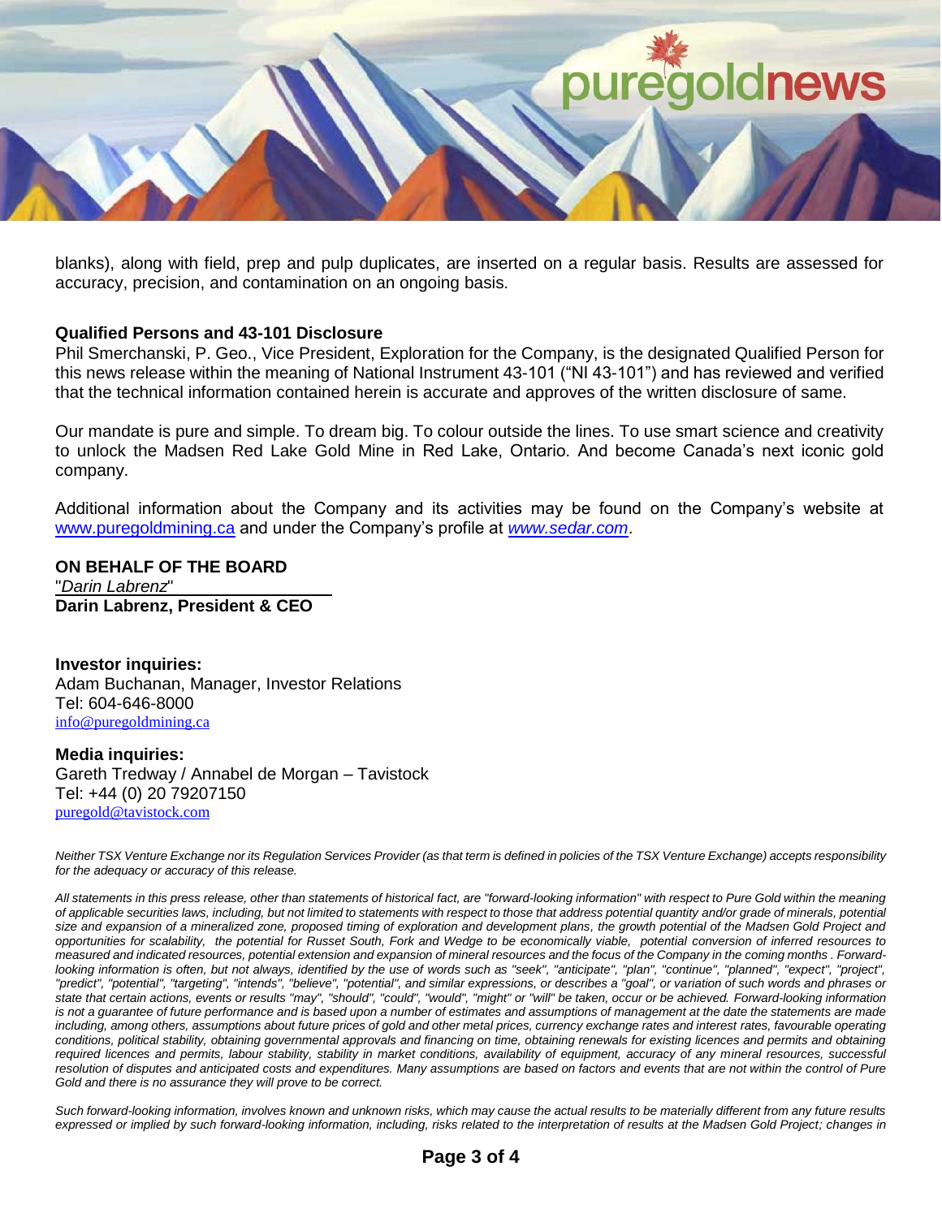blanks), along with field, prep and pulp duplicates, are inserted on a regular basis. Results are assessed for accuracy, precision, and contamination on an ongoing basis.

**Qualified Persons and 43-101 Disclosure**

Phil Smerchanski, P. Geo., Vice President, Exploration for the Company, is the designated Qualified Person for this news release within the meaning of National Instrument 43-101 ("NI 43-101") and has reviewed and verified that the technical information contained herein is accurate and approves of the written disclosure of same.

Our mandate is pure and simple. To dream big. To colour outside the lines. To use smart science and creativity to unlock the Madsen Red Lake Gold Mine in Red Lake, Ontario. And become Canada's next iconic gold company.

Additional information about the Company and its activities may be found on the Company's website at www.puregoldmining.ca and under the Company's profile at *www.sedar.com*.

**ON BEHALF OF THE BOARD**

"*Darin Labrenz*"

**Darin Labrenz, President & CEO**

**Investor inquiries:**

Adam Buchanan, Manager, Investor Relations
Tel: 604-646-8000
info@puregoldmining.ca

**Media inquiries:**

Gareth Tredway / Annabel de Morgan – Tavistock
Tel: +44 (0) 20 79207150
puregold@tavistock.com

*Neither TSX Venture Exchange nor its Regulation Services Provider (as that term is defined in policies of the TSX Venture Exchange) accepts responsibility for the adequacy or accuracy of this release.*

*All statements in this press release, other than statements of historical fact, are "forward-looking information" with respect to Pure Gold within the meaning of applicable securities laws, including, but not limited to statements with respect to those that address potential quantity and/or grade of minerals, potential size and expansion of a mineralized zone, proposed timing of exploration and development plans, the growth potential of the Madsen Gold Project and opportunities for scalability, the potential for Russet South, Fork and Wedge to be economically viable, potential conversion of inferred resources to measured and indicated resources, potential extension and expansion of mineral resources and the focus of the Company in the coming months . Forward-looking information is often, but not always, identified by the use of words such as "seek", "anticipate", "plan", "continue", "planned", "expect", "project", "predict", "potential", "targeting", "intends", "believe", "potential", and similar expressions, or describes a "goal", or variation of such words and phrases or state that certain actions, events or results "may", "should", "could", "would", "might" or "will" be taken, occur or be achieved. Forward-looking information is not a guarantee of future performance and is based upon a number of estimates and assumptions of management at the date the statements are made including, among others, assumptions about future prices of gold and other metal prices, currency exchange rates and interest rates, favourable operating conditions, political stability, obtaining governmental approvals and financing on time, obtaining renewals for existing licences and permits and obtaining required licences and permits, labour stability, stability in market conditions, availability of equipment, accuracy of any mineral resources, successful resolution of disputes and anticipated costs and expenditures. Many assumptions are based on factors and events that are not within the control of Pure Gold and there is no assurance they will prove to be correct.*

*Such forward-looking information, involves known and unknown risks, which may cause the actual results to be materially different from any future results expressed or implied by such forward-looking information, including, risks related to the interpretation of results at the Madsen Gold Project; changes in*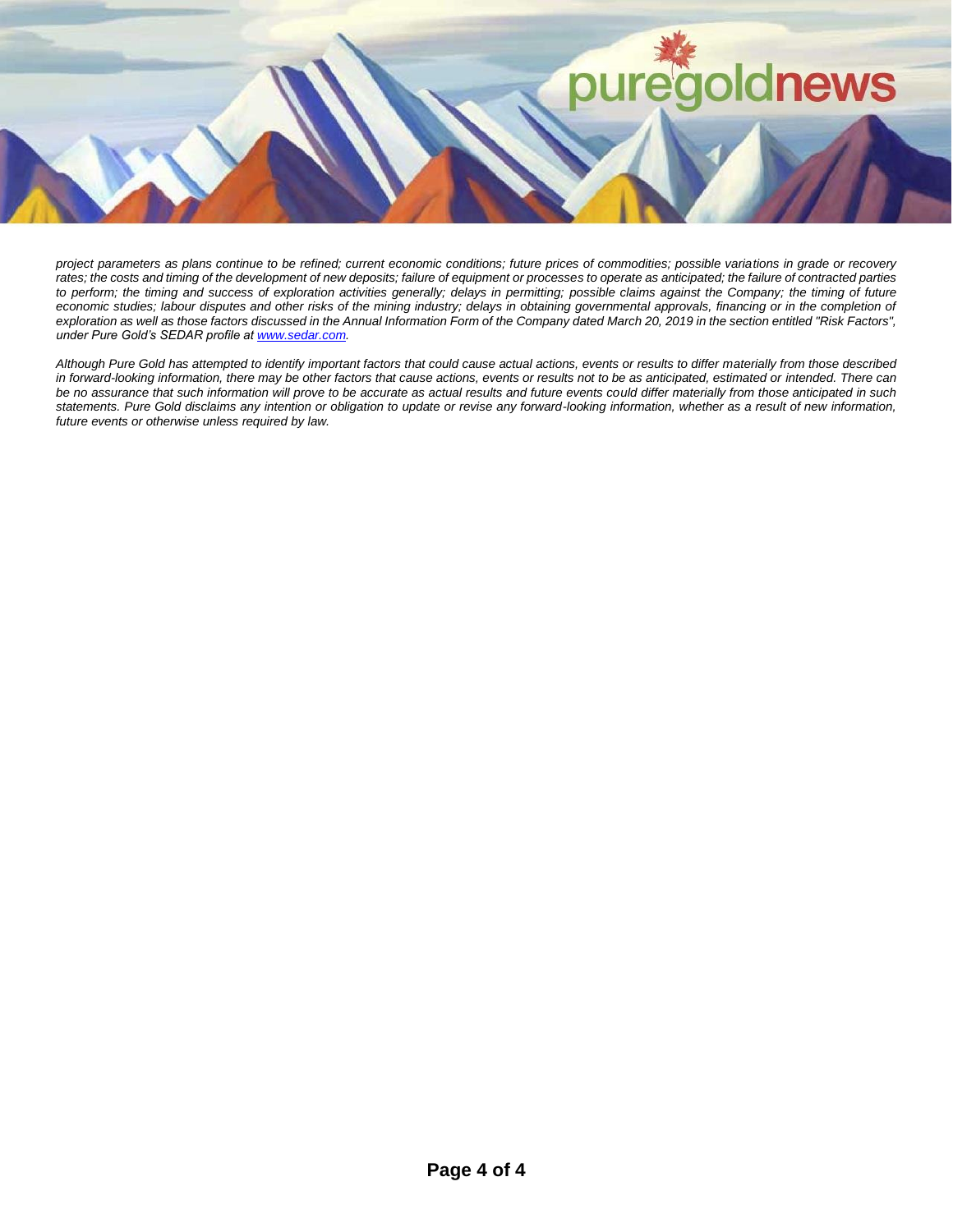*project parameters as plans continue to be refined; current economic conditions; future prices of commodities; possible variations in grade or recovery rates; the costs and timing of the development of new deposits; failure of equipment or processes to operate as anticipated; the failure of contracted parties to perform; the timing and success of exploration activities generally; delays in permitting; possible claims against the Company; the timing of future economic studies; labour disputes and other risks of the mining industry; delays in obtaining governmental approvals, financing or in the completion of exploration as well as those factors discussed in the Annual Information Form of the Company dated March 20, 2019 in the section entitled "Risk Factors", under Pure Gold's SEDAR profile at [www.sedar.com](http://www.sedar.com).*

*Although Pure Gold has attempted to identify important factors that could cause actual actions, events or results to differ materially from those described in forward-looking information, there may be other factors that cause actions, events or results not to be as anticipated, estimated or intended. There can be no assurance that such information will prove to be accurate as actual results and future events could differ materially from those anticipated in such statements. Pure Gold disclaims any intention or obligation to update or revise any forward-looking information, whether as a result of new information, future events or otherwise unless required by law.*